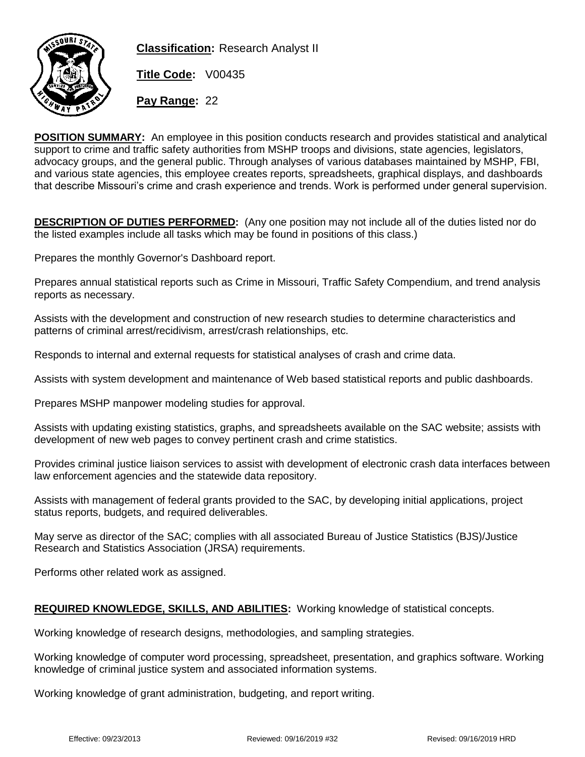**Classification:** Research Analyst II

**Title Code:** V00435

**Pay Range:** 22

**POSITION SUMMARY:** An employee in this position conducts research and provides statistical and analytical support to crime and traffic safety authorities from MSHP troops and divisions, state agencies, legislators, advocacy groups, and the general public. Through analyses of various databases maintained by MSHP, FBI, and various state agencies, this employee creates reports, spreadsheets, graphical displays, and dashboards that describe Missouri's crime and crash experience and trends. Work is performed under general supervision.

**DESCRIPTION OF DUTIES PERFORMED:** (Any one position may not include all of the duties listed nor do the listed examples include all tasks which may be found in positions of this class.)

Prepares the monthly Governor's Dashboard report.

Prepares annual statistical reports such as Crime in Missouri, Traffic Safety Compendium, and trend analysis reports as necessary.

Assists with the development and construction of new research studies to determine characteristics and patterns of criminal arrest/recidivism, arrest/crash relationships, etc.

Responds to internal and external requests for statistical analyses of crash and crime data.

Assists with system development and maintenance of Web based statistical reports and public dashboards.

Prepares MSHP manpower modeling studies for approval.

Assists with updating existing statistics, graphs, and spreadsheets available on the SAC website; assists with development of new web pages to convey pertinent crash and crime statistics.

Provides criminal justice liaison services to assist with development of electronic crash data interfaces between law enforcement agencies and the statewide data repository.

Assists with management of federal grants provided to the SAC, by developing initial applications, project status reports, budgets, and required deliverables.

May serve as director of the SAC; complies with all associated Bureau of Justice Statistics (BJS)/Justice Research and Statistics Association (JRSA) requirements.

Performs other related work as assigned.

**REQUIRED KNOWLEDGE, SKILLS, AND ABILITIES:** Working knowledge of statistical concepts.

Working knowledge of research designs, methodologies, and sampling strategies.

Working knowledge of computer word processing, spreadsheet, presentation, and graphics software. Working knowledge of criminal justice system and associated information systems.

Working knowledge of grant administration, budgeting, and report writing.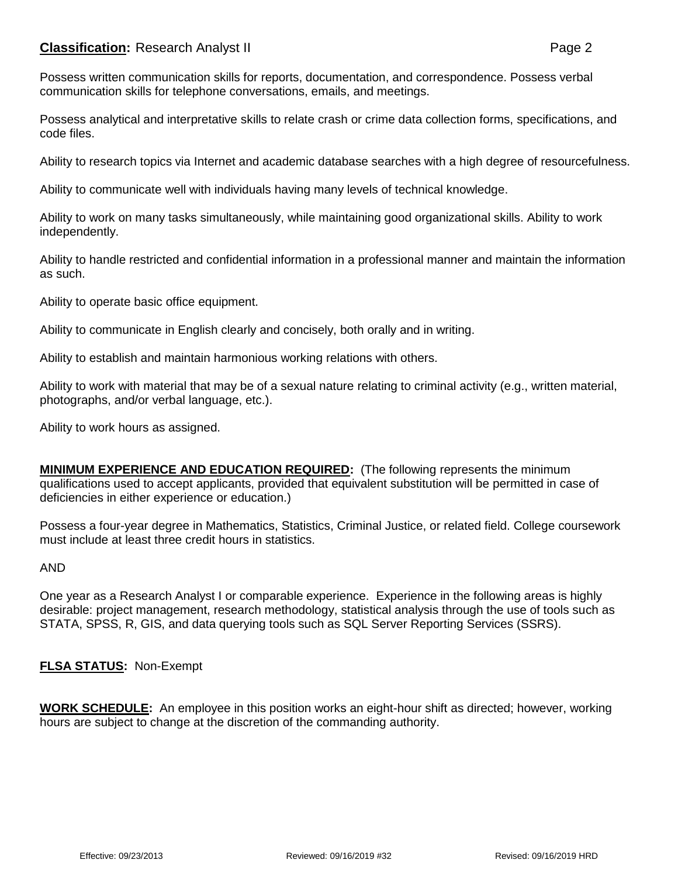Possess written communication skills for reports, documentation, and correspondence. Possess verbal communication skills for telephone conversations, emails, and meetings.

Possess analytical and interpretative skills to relate crash or crime data collection forms, specifications, and code files.

Ability to research topics via Internet and academic database searches with a high degree of resourcefulness.

Ability to communicate well with individuals having many levels of technical knowledge.

Ability to work on many tasks simultaneously, while maintaining good organizational skills. Ability to work independently.

Ability to handle restricted and confidential information in a professional manner and maintain the information as such.

Ability to operate basic office equipment.

Ability to communicate in English clearly and concisely, both orally and in writing.

Ability to establish and maintain harmonious working relations with others.

Ability to work with material that may be of a sexual nature relating to criminal activity (e.g., written material, photographs, and/or verbal language, etc.).

Ability to work hours as assigned.

**MINIMUM EXPERIENCE AND EDUCATION REQUIRED:** (The following represents the minimum qualifications used to accept applicants, provided that equivalent substitution will be permitted in case of deficiencies in either experience or education.)

Possess a four-year degree in Mathematics, Statistics, Criminal Justice, or related field. College coursework must include at least three credit hours in statistics.

AND

One year as a Research Analyst I or comparable experience. Experience in the following areas is highly desirable: project management, research methodology, statistical analysis through the use of tools such as STATA, SPSS, R, GIS, and data querying tools such as SQL Server Reporting Services (SSRS).

**FLSA STATUS:** Non-Exempt

**WORK SCHEDULE:** An employee in this position works an eight-hour shift as directed; however, working hours are subject to change at the discretion of the commanding authority.